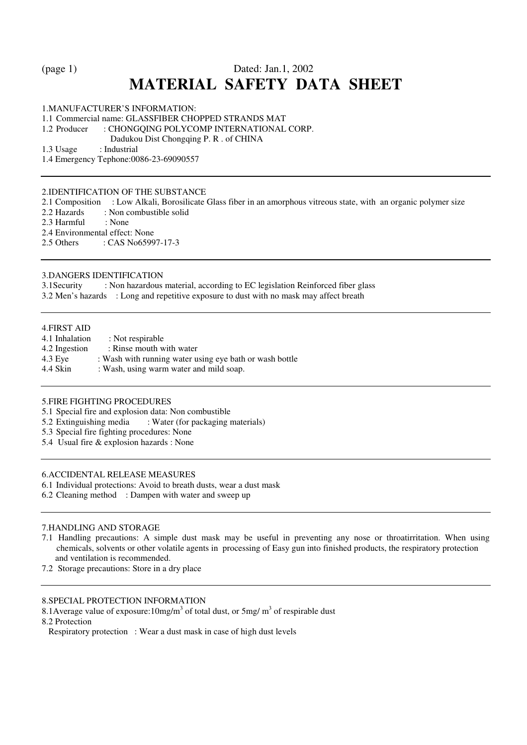Dated: Jan.1, 2002

# MATERIAL SAFETY DATA SHEET

## 1.MANUFACTURER'S INFORMATION:

1.1 Commercial name: GLASSFIBER CHOPPED STRANDS MAT

1.2 Producer : CHONGQING POLYCOMP INTERNATIONAL CORP.
Dadukou Dist Chongqing P. R . of CHINA

1.3 Usage : Industrial

1.4 Emergency Tephone:0086-23-69090557

## 2.IDENTIFICATION OF THE SUBSTANCE

2.1 Composition : Low Alkali, Borosilicate Glass fiber in an amorphous vitreous state, with an organic polymer size

2.2 Hazards : Non combustible solid

2.3 Harmful : None

2.4 Environmental effect: None

2.5 Others : CAS No65997-17-3

## 3.DANGERS IDENTIFICATION

3.1Security : Non hazardous material, according to EC legislation Reinforced fiber glass

3.2 Men's hazards : Long and repetitive exposure to dust with no mask may affect breath

## 4.FIRST AID

4.1 Inhalation : Not respirable

4.2 Ingestion : Rinse mouth with water

4.3 Eye : Wash with running water using eye bath or wash bottle

4.4 Skin : Wash, using warm water and mild soap.

## 5.FIRE FIGHTING PROCEDURES

5.1 Special fire and explosion data: Non combustible

5.2 Extinguishing media : Water (for packaging materials)

5.3 Special fire fighting procedures: None

5.4 Usual fire & explosion hazards : None

## 6.ACCIDENTAL RELEASE MEASURES

6.1 Individual protections: Avoid to breath dusts, wear a dust mask

6.2 Cleaning method : Dampen with water and sweep up

## 7.HANDLING AND STORAGE

7.1 Handling precautions: A simple dust mask may be useful in preventing any nose or throatirritation. When using chemicals, solvents or other volatile agents in processing of Easy gun into finished products, the respiratory protection and ventilation is recommended.

7.2 Storage precautions: Store in a dry place

## 8.SPECIAL PROTECTION INFORMATION

8.1Average value of exposure:10mg/m$^3$ of total dust, or 5mg/ m$^3$ of respirable dust

8.2 Protection

Respiratory protection : Wear a dust mask in case of high dust levels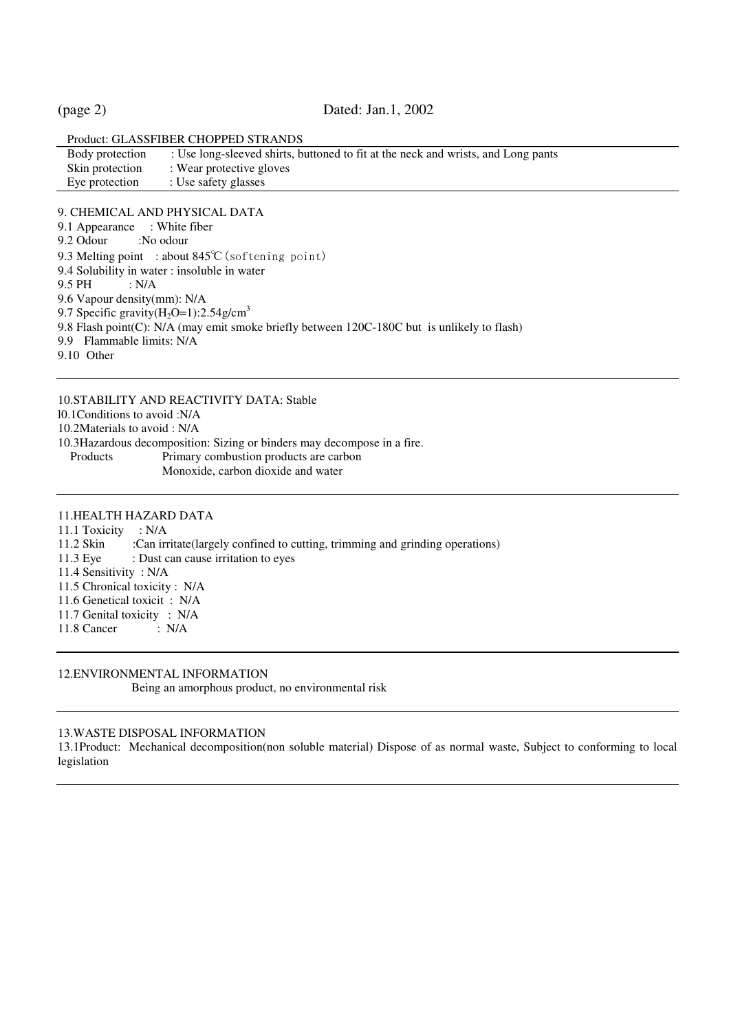Product: GLASSFIBER CHOPPED STRANDS

| | |
|---|---|
| Body protection | : Use long-sleeved shirts, buttoned to fit at the neck and wrists, and Long pants |
| Skin protection | : Wear protective gloves |
| Eye protection | : Use safety glasses |

## 9. CHEMICAL AND PHYSICAL DATA

9.1 Appearance : White fiber
9.2 Odour :No odour
9.3 Melting point : about 845℃(softening point)
9.4 Solubility in water : insoluble in water
9.5 PH : N/A
9.6 Vapour density(mm): N/A
9.7 Specific gravity($H_2O$=1):2.54g/$cm^3$
9.8 Flash point(C): N/A (may emit smoke briefly between 120C-180C but is unlikely to flash)
9.9 Flammable limits: N/A
9.10 Other

## 10.STABILITY AND REACTIVITY DATA: Stable

l0.1Conditions to avoid :N/A
10.2Materials to avoid : N/A
10.3Hazardous decomposition: Sizing or binders may decompose in a fire.
Products Primary combustion products are carbon Monoxide, carbon dioxide and water

## 11.HEALTH HAZARD DATA

11.1 Toxicity : N/A
11.2 Skin :Can irritate(largely confined to cutting, trimming and grinding operations)
11.3 Eye : Dust can cause irritation to eyes
11.4 Sensitivity : N/A
11.5 Chronical toxicity : N/A
11.6 Genetical toxicit : N/A
11.7 Genital toxicity : N/A
11.8 Cancer : N/A

## 12.ENVIRONMENTAL INFORMATION

Being an amorphous product, no environmental risk

## 13.WASTE DISPOSAL INFORMATION

13.1Product: Mechanical decomposition(non soluble material) Dispose of as normal waste, Subject to conforming to local legislation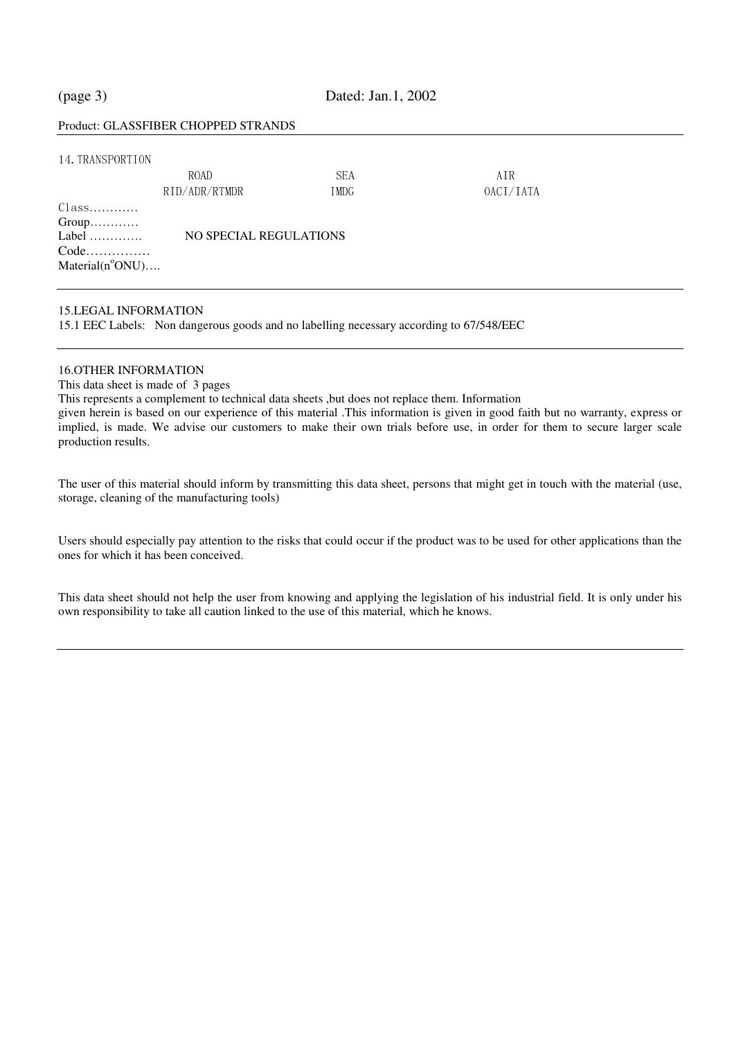Product: GLASSFIBER CHOPPED STRANDS

## 14. TRANSPORTION

| | ROAD RID/ADR/RTMDR | SEA IMDG | AIR OACI/IATA |
|---|---|---|---|
| Class………… | | | |
| Group………… | | | |
| Label …………. | NO SPECIAL REGULATIONS | | |
| Code…………… | | | |
| Material(n°ONU)…. | | | |

## 15.LEGAL INFORMATION

15.1 EEC Labels: Non dangerous goods and no labelling necessary according to 67/548/EEC

## 16.OTHER INFORMATION

This data sheet is made of 3 pages

This represents a complement to technical data sheets ,but does not replace them. Information given herein is based on our experience of this material .This information is given in good faith but no warranty, express or implied, is made. We advise our customers to make their own trials before use, in order for them to secure larger scale production results.

The user of this material should inform by transmitting this data sheet, persons that might get in touch with the material (use, storage, cleaning of the manufacturing tools)

Users should especially pay attention to the risks that could occur if the product was to be used for other applications than the ones for which it has been conceived.

This data sheet should not help the user from knowing and applying the legislation of his industrial field. It is only under his own responsibility to take all caution linked to the use of this material, which he knows.